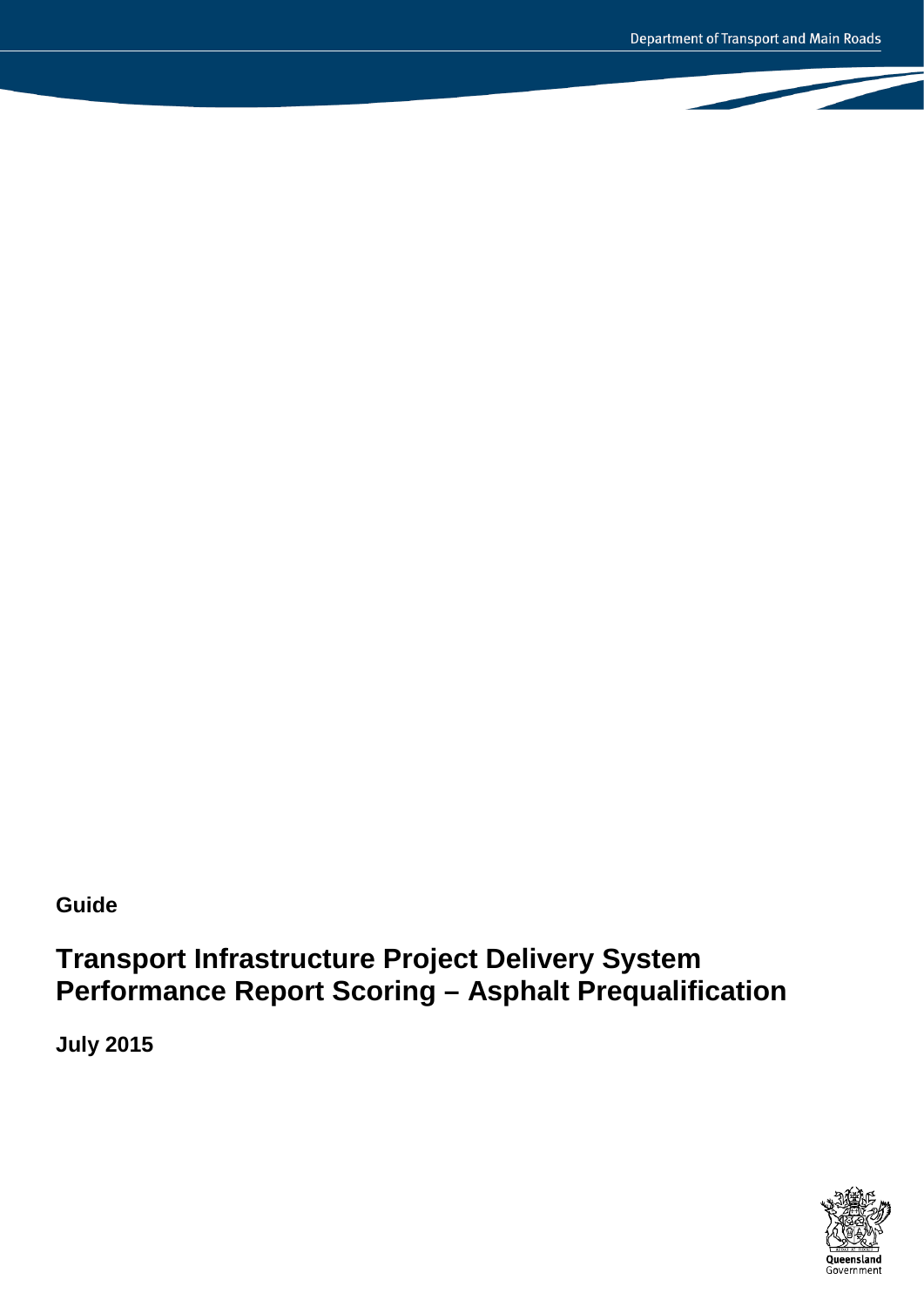Department of Transport and Main Roads

**Guide**

# Transport Infrastructure Project Delivery System Performance Report Scoring – Asphalt Prequalification

**July 2015**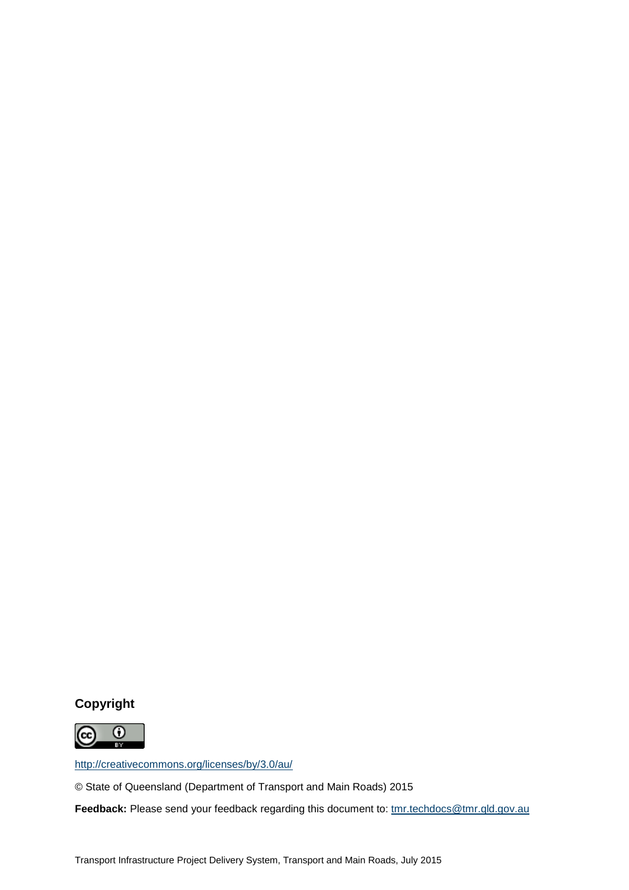**Copyright**

http://creativecommons.org/licenses/by/3.0/au/

© State of Queensland (Department of Transport and Main Roads) 2015

**Feedback:** Please send your feedback regarding this document to: tmr.techdocs@tmr.qld.gov.au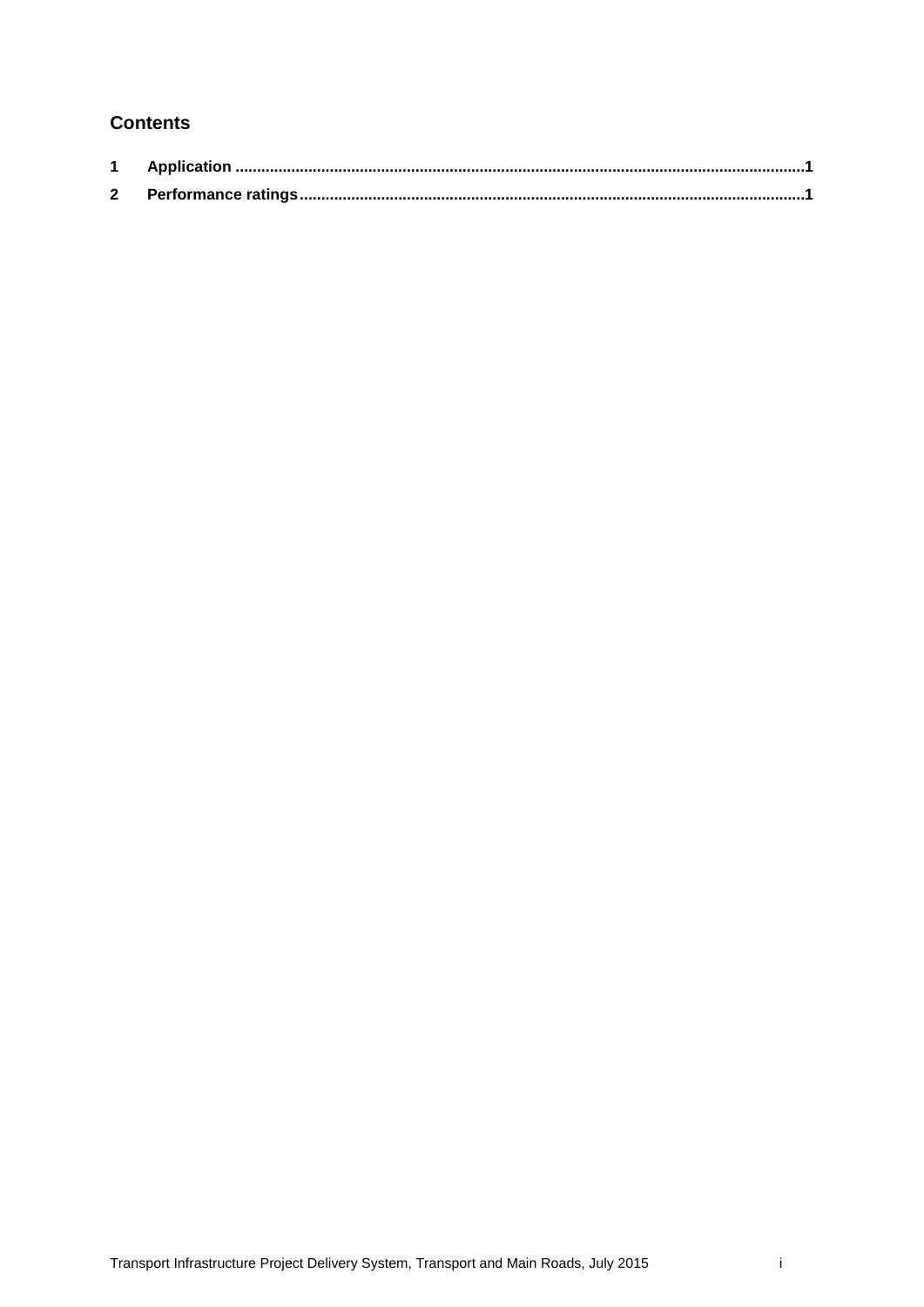## Contents

**1 Application** .................................................................................................................................**1**

**2 Performance ratings**...................................................................................................................**1**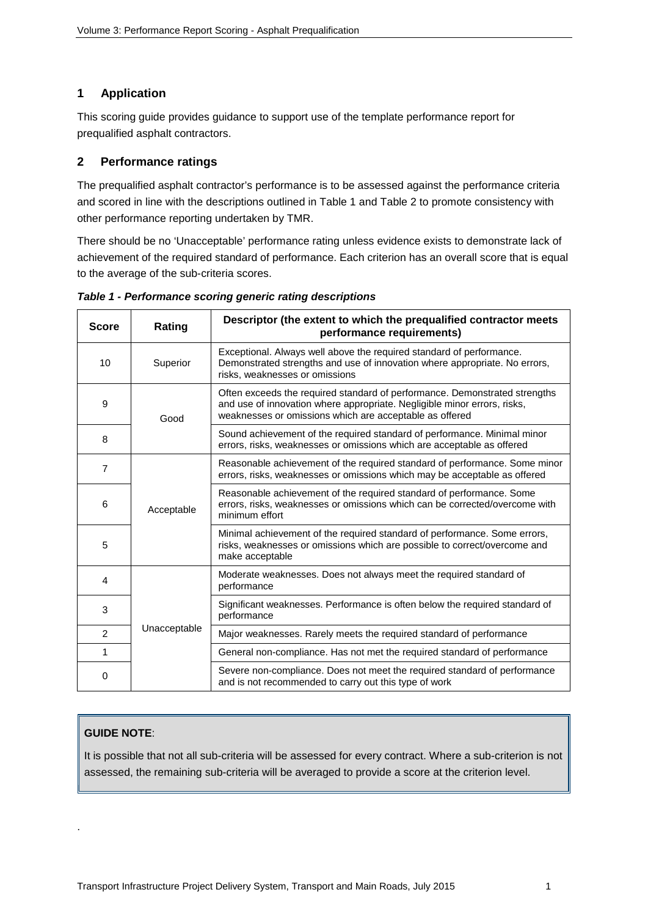## 1 Application

This scoring guide provides guidance to support use of the template performance report for prequalified asphalt contractors.

## 2 Performance ratings

The prequalified asphalt contractor's performance is to be assessed against the performance criteria and scored in line with the descriptions outlined in Table 1 and Table 2 to promote consistency with other performance reporting undertaken by TMR.

There should be no 'Unacceptable' performance rating unless evidence exists to demonstrate lack of achievement of the required standard of performance. Each criterion has an overall score that is equal to the average of the sub-criteria scores.

***Table 1 - Performance scoring generic rating descriptions***

| Score | Rating | Descriptor (the extent to which the prequalified contractor meets performance requirements) |
|---|---|---|
| 10 | Superior | Exceptional. Always well above the required standard of performance. Demonstrated strengths and use of innovation where appropriate. No errors, risks, weaknesses or omissions |
| 9 | Good | Often exceeds the required standard of performance. Demonstrated strengths and use of innovation where appropriate. Negligible minor errors, risks, weaknesses or omissions which are acceptable as offered |
| 8 | | Sound achievement of the required standard of performance. Minimal minor errors, risks, weaknesses or omissions which are acceptable as offered |
| 7 | Acceptable | Reasonable achievement of the required standard of performance. Some minor errors, risks, weaknesses or omissions which may be acceptable as offered |
| 6 | | Reasonable achievement of the required standard of performance. Some errors, risks, weaknesses or omissions which can be corrected/overcome with minimum effort |
| 5 | | Minimal achievement of the required standard of performance. Some errors, risks, weaknesses or omissions which are possible to correct/overcome and make acceptable |
| 4 | Unacceptable | Moderate weaknesses. Does not always meet the required standard of performance |
| 3 | | Significant weaknesses. Performance is often below the required standard of performance |
| 2 | | Major weaknesses. Rarely meets the required standard of performance |
| 1 | | General non-compliance. Has not met the required standard of performance |
| 0 | | Severe non-compliance. Does not meet the required standard of performance and is not recommended to carry out this type of work |

**GUIDE NOTE**:

It is possible that not all sub-criteria will be assessed for every contract. Where a sub-criterion is not assessed, the remaining sub-criteria will be averaged to provide a score at the criterion level.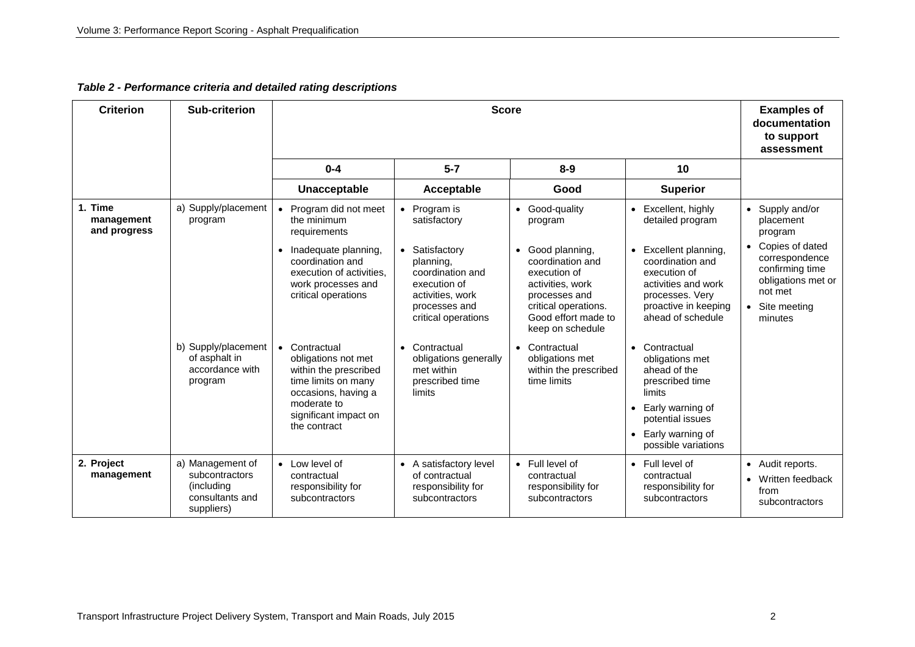*Table 2 - Performance criteria and detailed rating descriptions*

| Criterion | Sub-criterion | Score | | | | Examples of documentation to support assessment |
|---|---|---|---|---|---|---|
| | | 0-4 | 5-7 | 8-9 | 10 | |
| | | Unacceptable | Acceptable | Good | Superior | |
| **1. Time management and progress** | a) Supply/placement program | • Program did not meet the minimum requirements<br>• Inadequate planning, coordination and execution of activities, work processes and critical operations | • Program is satisfactory<br>• Satisfactory planning, coordination and execution of activities, work processes and critical operations | • Good-quality program<br>• Good planning, coordination and execution of activities, work processes and critical operations. Good effort made to keep on schedule | • Excellent, highly detailed program<br>• Excellent planning, coordination and execution of activities and work processes. Very proactive in keeping ahead of schedule | • Supply and/or placement program<br>• Copies of dated correspondence confirming time obligations met or not met<br>• Site meeting minutes |
| | b) Supply/placement of asphalt in accordance with program | • Contractual obligations not met within the prescribed time limits on many occasions, having a moderate to significant impact on the contract | • Contractual obligations generally met within prescribed time limits | • Contractual obligations met within the prescribed time limits | • Contractual obligations met ahead of the prescribed time limits<br>• Early warning of potential issues<br>• Early warning of possible variations | |
| **2. Project management** | a) Management of subcontractors (including consultants and suppliers) | • Low level of contractual responsibility for subcontractors | • A satisfactory level of contractual responsibility for subcontractors | • Full level of contractual responsibility for subcontractors | • Full level of contractual responsibility for subcontractors | • Audit reports.<br>• Written feedback from subcontractors |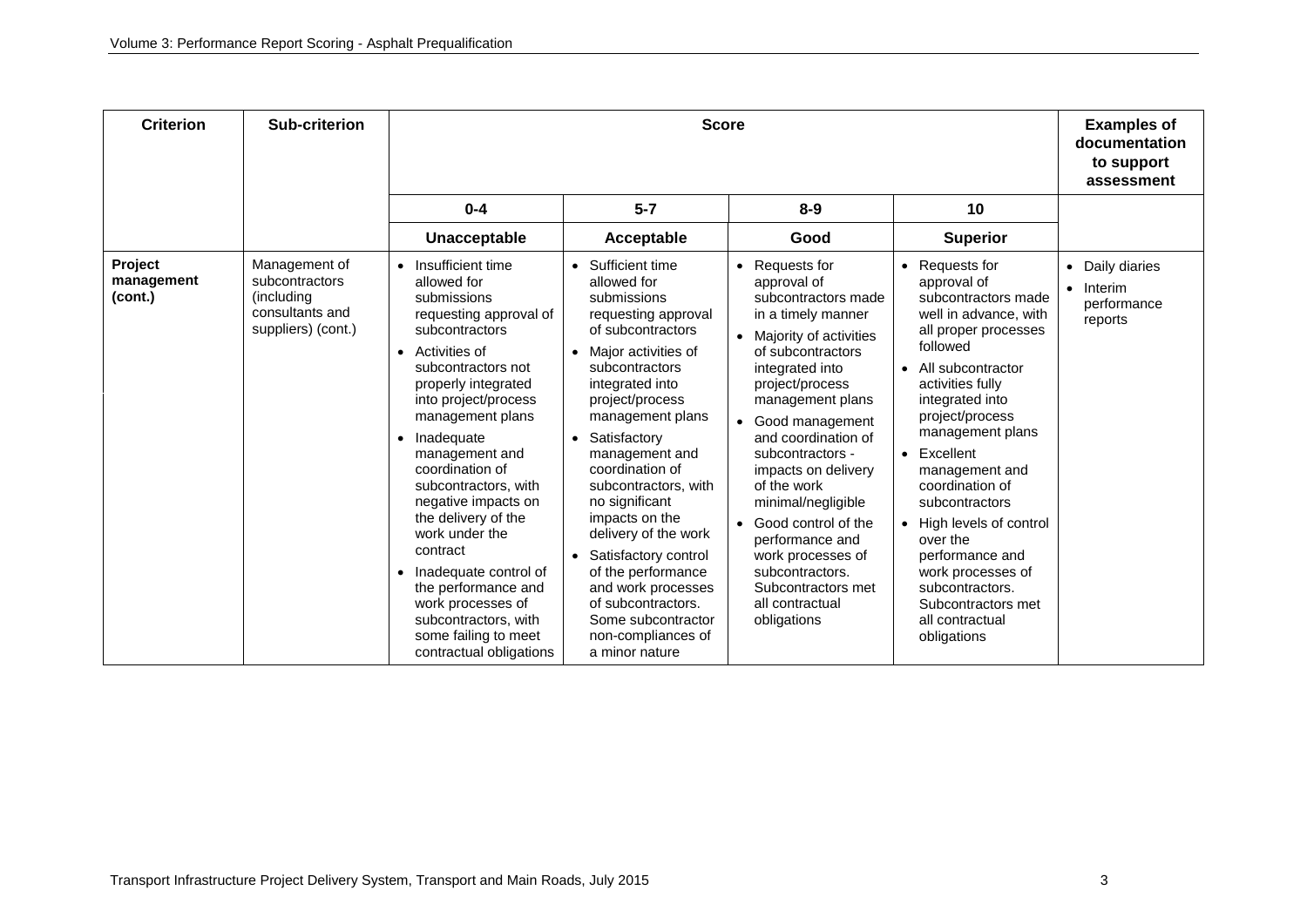| Criterion | Sub-criterion | Score | | | | Examples of documentation to support assessment |
|---|---|---|---|---|---|---|
| | | 0-4 | 5-7 | 8-9 | 10 | |
| | | **Unacceptable** | **Acceptable** | **Good** | **Superior** | |
| **Project management (cont.)** | Management of subcontractors (including consultants and suppliers) (cont.) | • Insufficient time allowed for submissions requesting approval of subcontractors<br>• Activities of subcontractors not properly integrated into project/process management plans<br>• Inadequate management and coordination of subcontractors, with negative impacts on the delivery of the work under the contract<br>• Inadequate control of the performance and work processes of subcontractors, with some failing to meet contractual obligations | • Sufficient time allowed for submissions requesting approval of subcontractors<br>• Major activities of subcontractors integrated into project/process management plans<br>• Satisfactory management and coordination of subcontractors, with no significant impacts on the delivery of the work<br>• Satisfactory control of the performance and work processes of subcontractors. Some subcontractor non-compliances of a minor nature | • Requests for approval of subcontractors made in a timely manner<br>• Majority of activities of subcontractors integrated into project/process management plans<br>• Good management and coordination of subcontractors - impacts on delivery of the work minimal/negligible<br>• Good control of the performance and work processes of subcontractors. Subcontractors met all contractual obligations | • Requests for approval of subcontractors made well in advance, with all proper processes followed<br>• All subcontractor activities fully integrated into project/process management plans<br>• Excellent management and coordination of subcontractors<br>• High levels of control over the performance and work processes of subcontractors. Subcontractors met all contractual obligations | • Daily diaries<br>• Interim performance reports |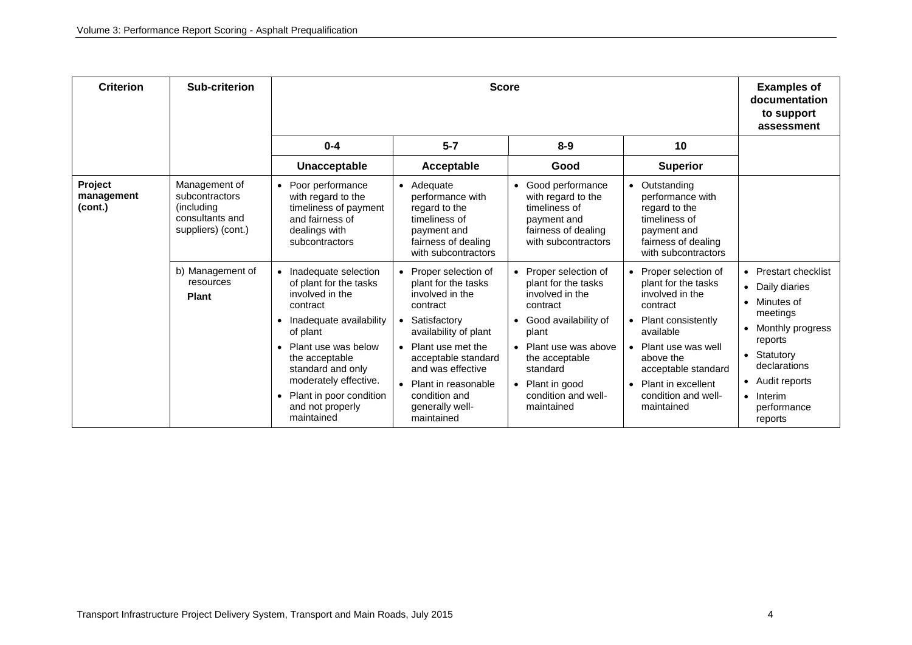| Criterion | Sub-criterion | Score | | | | Examples of documentation to support assessment |
|---|---|---|---|---|---|---|
| | | 0-4 | 5-7 | 8-9 | 10 | |
| | | **Unacceptable** | **Acceptable** | **Good** | **Superior** | |
| **Project management (cont.)** | Management of subcontractors (including consultants and suppliers) (cont.) | • Poor performance with regard to the timeliness of payment and fairness of dealings with subcontractors | • Adequate performance with regard to the timeliness of payment and fairness of dealing with subcontractors | • Good performance with regard to the timeliness of payment and fairness of dealing with subcontractors | • Outstanding performance with regard to the timeliness of payment and fairness of dealing with subcontractors | |
| | b) Management of resources **Plant** | • Inadequate selection of plant for the tasks involved in the contract<br>• Inadequate availability of plant<br>• Plant use was below the acceptable standard and only moderately effective.<br>• Plant in poor condition and not properly maintained | • Proper selection of plant for the tasks involved in the contract<br>• Satisfactory availability of plant<br>• Plant use met the acceptable standard and was effective<br>• Plant in reasonable condition and generally well-maintained | • Proper selection of plant for the tasks involved in the contract<br>• Good availability of plant<br>• Plant use was above the acceptable standard<br>• Plant in good condition and well-maintained | • Proper selection of plant for the tasks involved in the contract<br>• Plant consistently available<br>• Plant use was well above the acceptable standard<br>• Plant in excellent condition and well-maintained | • Prestart checklist<br>• Daily diaries<br>• Minutes of meetings<br>• Monthly progress reports<br>• Statutory declarations<br>• Audit reports<br>• Interim performance reports |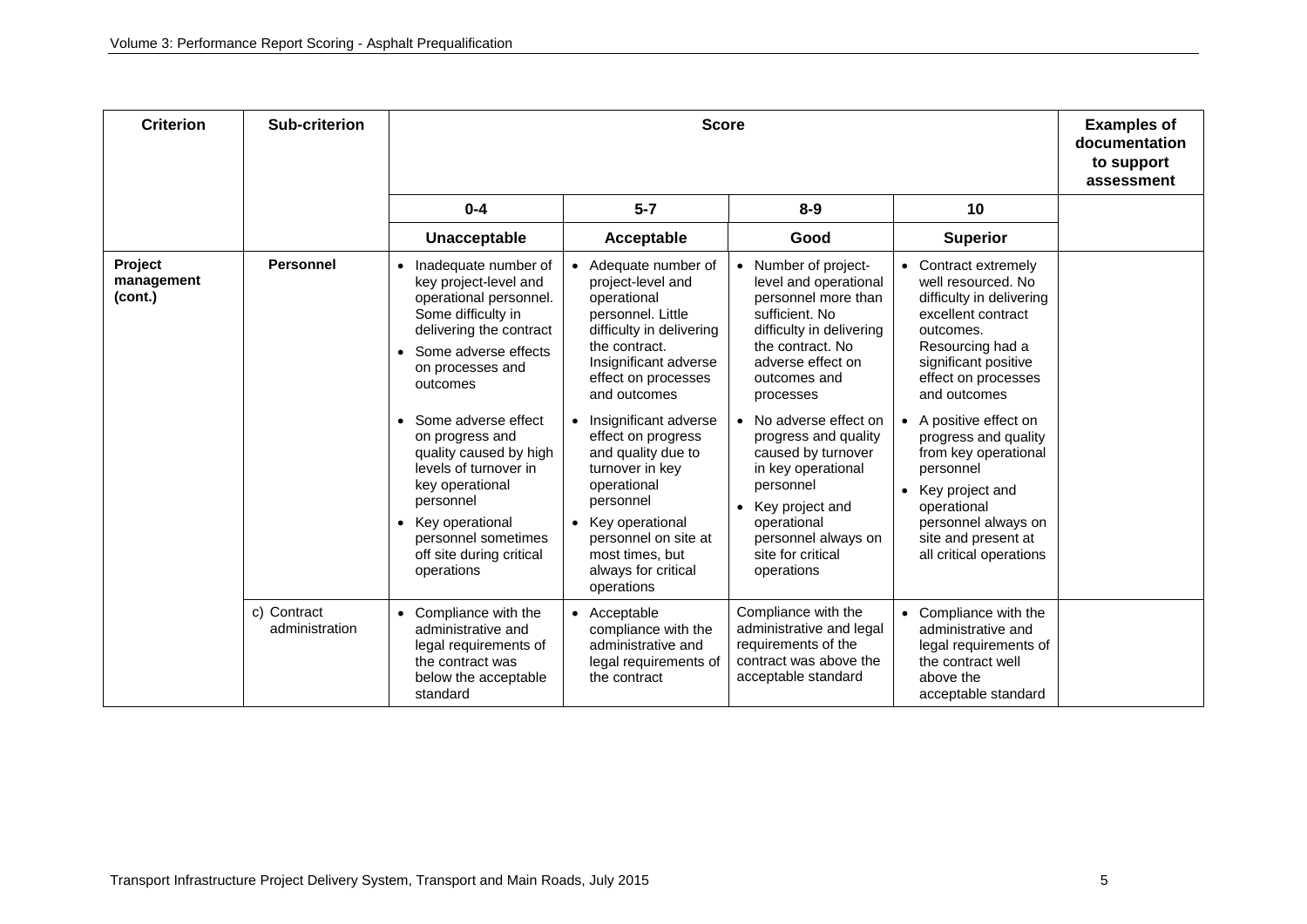| Criterion | Sub-criterion | Score | | | | Examples of documentation to support assessment |
|---|---|---|---|---|---|---|
| | | 0-4 | 5-7 | 8-9 | 10 | |
| | | **Unacceptable** | **Acceptable** | **Good** | **Superior** | |
| **Project management (cont.)** | **Personnel** | • Inadequate number of key project-level and operational personnel. Some difficulty in delivering the contract<br>• Some adverse effects on processes and outcomes<br>• Some adverse effect on progress and quality caused by high levels of turnover in key operational personnel<br>• Key operational personnel sometimes off site during critical operations | • Adequate number of project-level and operational personnel. Little difficulty in delivering the contract. Insignificant adverse effect on processes and outcomes<br>• Insignificant adverse effect on progress and quality due to turnover in key operational personnel<br>• Key operational personnel on site at most times, but always for critical operations | • Number of project-level and operational personnel more than sufficient. No difficulty in delivering the contract. No adverse effect on outcomes and processes<br>• No adverse effect on progress and quality caused by turnover in key operational personnel<br>• Key project and operational personnel always on site for critical operations | • Contract extremely well resourced. No difficulty in delivering excellent contract outcomes. Resourcing had a significant positive effect on processes and outcomes<br>• A positive effect on progress and quality from key operational personnel<br>• Key project and operational personnel always on site and present at all critical operations | |
| | c) Contract administration | • Compliance with the administrative and legal requirements of the contract was below the acceptable standard | • Acceptable compliance with the administrative and legal requirements of the contract | Compliance with the administrative and legal requirements of the contract was above the acceptable standard | • Compliance with the administrative and legal requirements of the contract well above the acceptable standard | |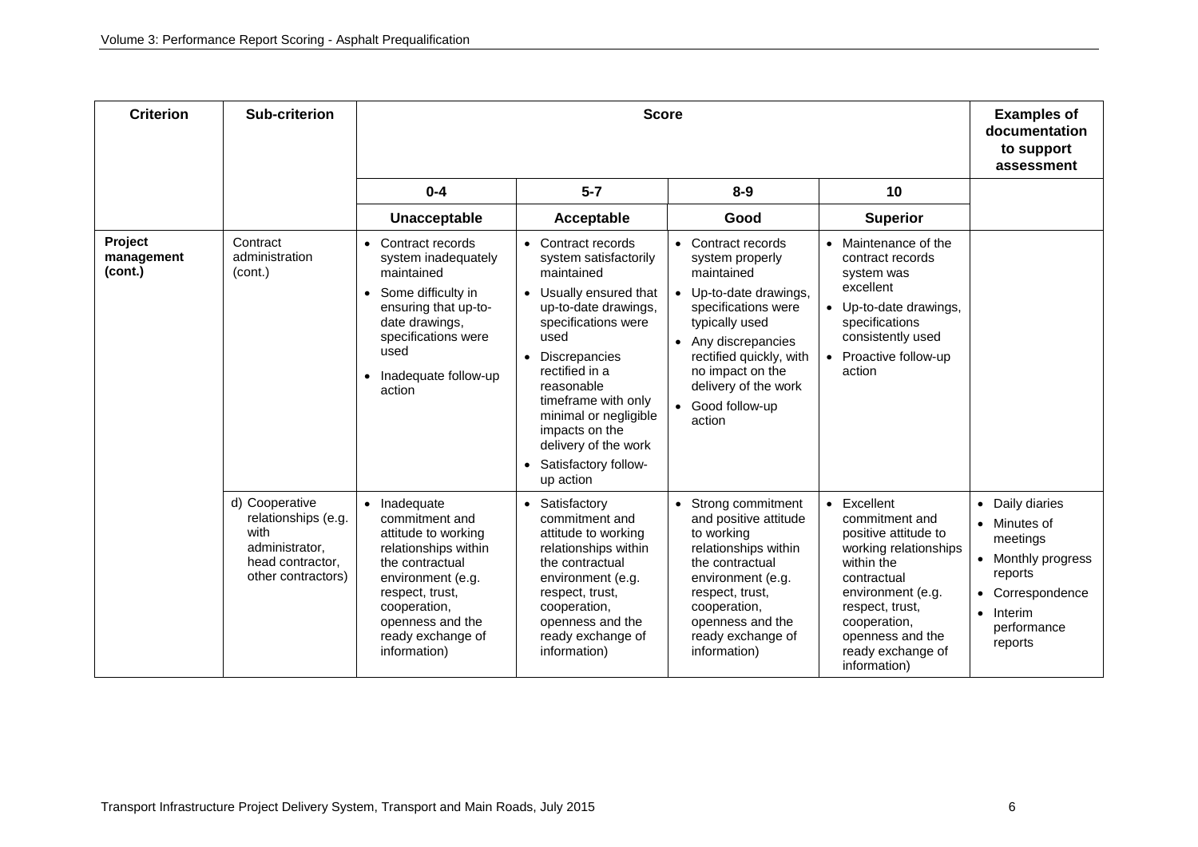| Criterion | Sub-criterion | Score | | | | Examples of documentation to support assessment |
|---|---|---|---|---|---|---|
| | | 0-4 | 5-7 | 8-9 | 10 | |
| | | **Unacceptable** | **Acceptable** | **Good** | **Superior** | |
| **Project management (cont.)** | Contract administration (cont.) | • Contract records system inadequately maintained<br>• Some difficulty in ensuring that up-to-date drawings, specifications were used<br>• Inadequate follow-up action | • Contract records system satisfactorily maintained<br>• Usually ensured that up-to-date drawings, specifications were used<br>• Discrepancies rectified in a reasonable timeframe with only minimal or negligible impacts on the delivery of the work<br>• Satisfactory follow-up action | • Contract records system properly maintained<br>• Up-to-date drawings, specifications were typically used<br>• Any discrepancies rectified quickly, with no impact on the delivery of the work<br>• Good follow-up action | • Maintenance of the contract records system was excellent<br>• Up-to-date drawings, specifications consistently used<br>• Proactive follow-up action | |
| | d) Cooperative relationships (e.g. with administrator, head contractor, other contractors) | • Inadequate commitment and attitude to working relationships within the contractual environment (e.g. respect, trust, cooperation, openness and the ready exchange of information) | • Satisfactory commitment and attitude to working relationships within the contractual environment (e.g. respect, trust, cooperation, openness and the ready exchange of information) | • Strong commitment and positive attitude to working relationships within the contractual environment (e.g. respect, trust, cooperation, openness and the ready exchange of information) | • Excellent commitment and positive attitude to working relationships within the contractual environment (e.g. respect, trust, cooperation, openness and the ready exchange of information) | • Daily diaries<br>• Minutes of meetings<br>• Monthly progress reports<br>• Correspondence<br>• Interim performance reports |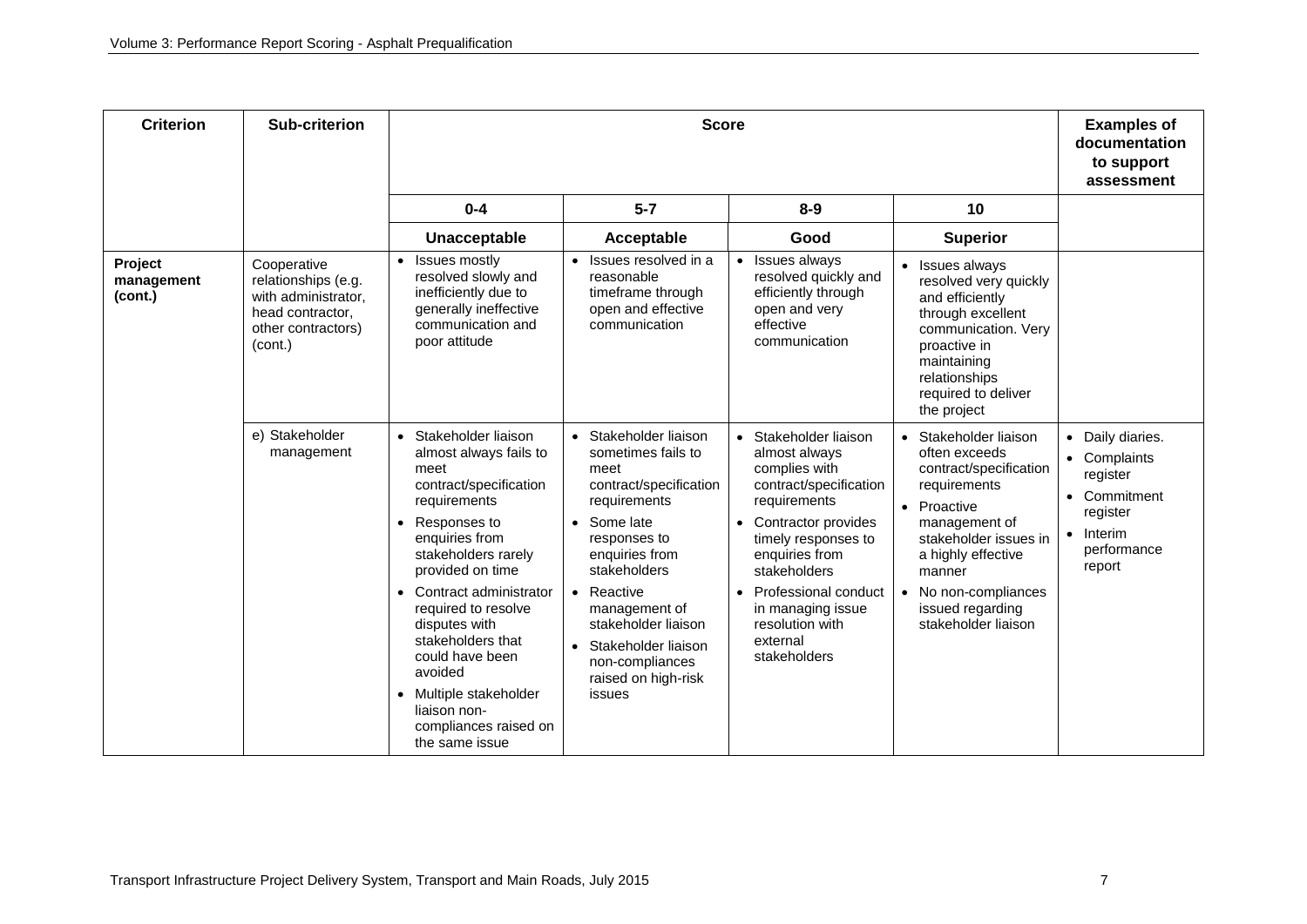| Criterion | Sub-criterion | Score | | | | Examples of documentation to support assessment |
|---|---|---|---|---|---|---|
| | | 0-4 | 5-7 | 8-9 | 10 | |
| | | **Unacceptable** | **Acceptable** | **Good** | **Superior** | |
| **Project management (cont.)** | Cooperative relationships (e.g. with administrator, head contractor, other contractors) (cont.) | • Issues mostly resolved slowly and inefficiently due to generally ineffective communication and poor attitude | • Issues resolved in a reasonable timeframe through open and effective communication | • Issues always resolved quickly and efficiently through open and very effective communication | • Issues always resolved very quickly and efficiently through excellent communication. Very proactive in maintaining relationships required to deliver the project | |
| | e) Stakeholder management | • Stakeholder liaison almost always fails to meet contract/specification requirements<br>• Responses to enquiries from stakeholders rarely provided on time<br>• Contract administrator required to resolve disputes with stakeholders that could have been avoided<br>• Multiple stakeholder liaison non-compliances raised on the same issue | • Stakeholder liaison sometimes fails to meet contract/specification requirements<br>• Some late responses to enquiries from stakeholders<br>• Reactive management of stakeholder liaison<br>• Stakeholder liaison non-compliances raised on high-risk issues | • Stakeholder liaison almost always complies with contract/specification requirements<br>• Contractor provides timely responses to enquiries from stakeholders<br>• Professional conduct in managing issue resolution with external stakeholders | • Stakeholder liaison often exceeds contract/specification requirements<br>• Proactive management of stakeholder issues in a highly effective manner<br>• No non-compliances issued regarding stakeholder liaison | • Daily diaries.<br>• Complaints register<br>• Commitment register<br>• Interim performance report |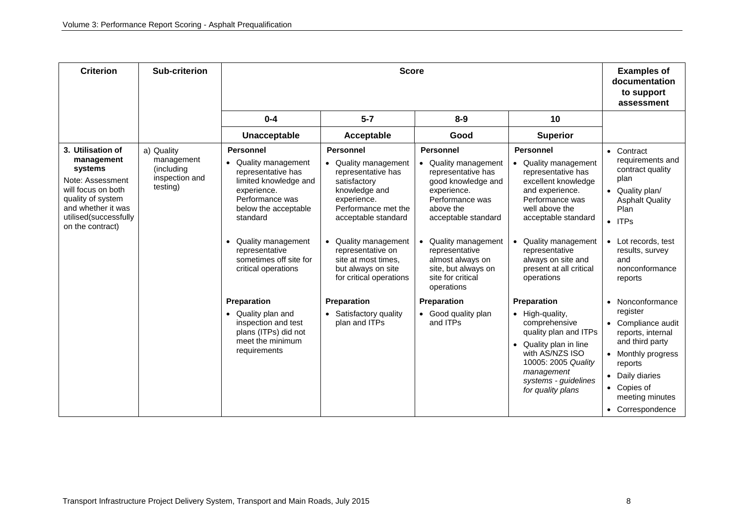| Criterion | Sub-criterion | Score | | | | Examples of documentation to support assessment |
|---|---|---|---|---|---|---|
| | | 0-4 | 5-7 | 8-9 | 10 | |
| | | **Unacceptable** | **Acceptable** | **Good** | **Superior** | |
| **3. Utilisation of management systems**<br><br>Note: Assessment will focus on both quality of system and whether it was utilised(successfully on the contract) | a) Quality management (including inspection and testing) | **Personnel**<br>• Quality management representative has limited knowledge and experience. Performance was below the acceptable standard<br>• Quality management representative sometimes off site for critical operations<br><br>**Preparation**<br>• Quality plan and inspection and test plans (ITPs) did not meet the minimum requirements | **Personnel**<br>• Quality management representative has satisfactory knowledge and experience. Performance met the acceptable standard<br>• Quality management representative on site at most times, but always on site for critical operations<br><br>**Preparation**<br>• Satisfactory quality plan and ITPs | **Personnel**<br>• Quality management representative has good knowledge and experience. Performance was above the acceptable standard<br>• Quality management representative almost always on site, but always on site for critical operations<br><br>**Preparation**<br>• Good quality plan and ITPs | **Personnel**<br>• Quality management representative has excellent knowledge and experience. Performance was well above the acceptable standard<br>• Quality management representative always on site and present at all critical operations<br><br>**Preparation**<br>• High-quality, comprehensive quality plan and ITPs<br>• Quality plan in line with AS/NZS ISO 10005: 2005 *Quality management systems - guidelines for quality plans* | • Contract requirements and contract quality plan<br>• Quality plan/ Asphalt Quality Plan<br>• ITPs<br>• Lot records, test results, survey and nonconformance reports<br>• Nonconformance register<br>• Compliance audit reports, internal and third party<br>• Monthly progress reports<br>• Daily diaries<br>• Copies of meeting minutes<br>• Correspondence |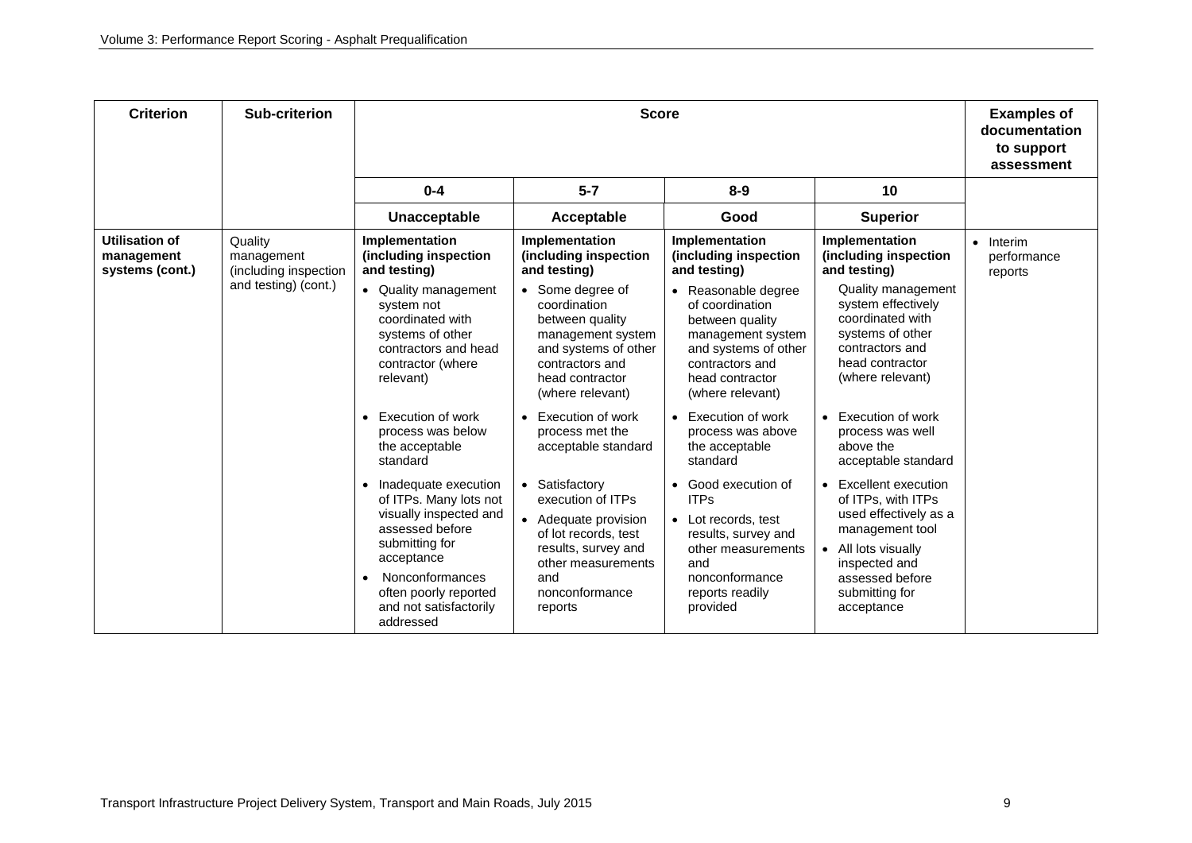| Criterion | Sub-criterion | Score | | | | Examples of documentation to support assessment |
|---|---|---|---|---|---|---|
| | | 0-4 | 5-7 | 8-9 | 10 | |
| | | Unacceptable | Acceptable | Good | Superior | |
| **Utilisation of management systems (cont.)** | Quality management (including inspection and testing) (cont.) | **Implementation (including inspection and testing)**<br>• Quality management system not coordinated with systems of other contractors and head contractor (where relevant)<br>• Execution of work process was below the acceptable standard<br>• Inadequate execution of ITPs. Many lots not visually inspected and assessed before submitting for acceptance<br>• Nonconformances often poorly reported and not satisfactorily addressed | **Implementation (including inspection and testing)**<br>• Some degree of coordination between quality management system and systems of other contractors and head contractor (where relevant)<br>• Execution of work process met the acceptable standard<br>• Satisfactory execution of ITPs<br>• Adequate provision of lot records, test results, survey and other measurements and nonconformance reports | **Implementation (including inspection and testing)**<br>• Reasonable degree of coordination between quality management system and systems of other contractors and head contractor (where relevant)<br>• Execution of work process was above the acceptable standard<br>• Good execution of ITPs<br>• Lot records, test results, survey and other measurements and nonconformance reports readily provided | **Implementation (including inspection and testing)**<br>Quality management system effectively coordinated with systems of other contractors and head contractor (where relevant)<br>• Execution of work process was well above the acceptable standard<br>• Excellent execution of ITPs, with ITPs used effectively as a management tool<br>• All lots visually inspected and assessed before submitting for acceptance | • Interim performance reports |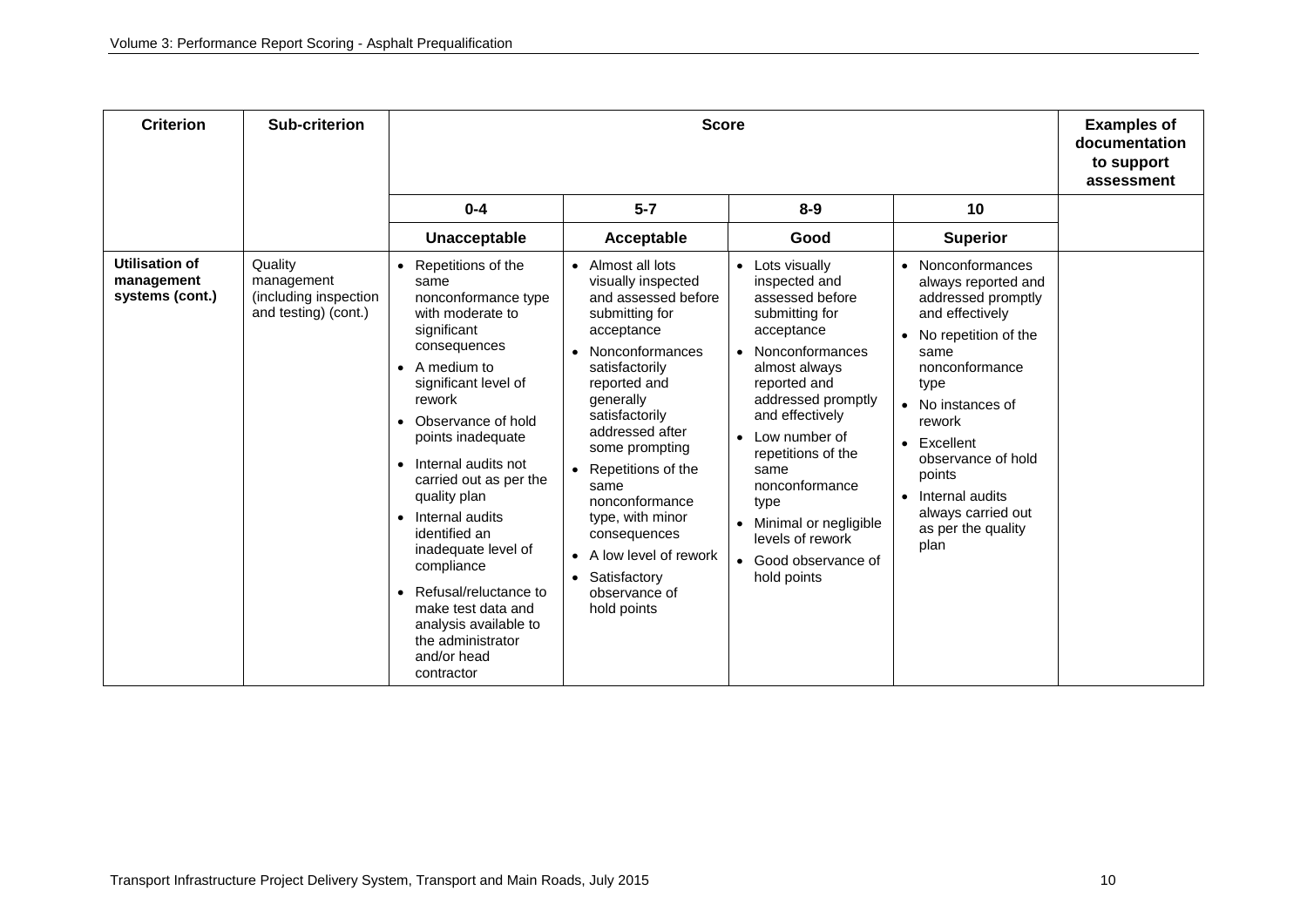| Criterion | Sub-criterion | Score | | | | Examples of documentation to support assessment |
|---|---|---|---|---|---|---|
| | | 0-4 | 5-7 | 8-9 | 10 | |
| | | **Unacceptable** | **Acceptable** | **Good** | **Superior** | |
| **Utilisation of management systems (cont.)** | Quality management (including inspection and testing) (cont.) | • Repetitions of the same nonconformance type with moderate to significant consequences<br>• A medium to significant level of rework<br>• Observance of hold points inadequate<br>• Internal audits not carried out as per the quality plan<br>• Internal audits identified an inadequate level of compliance<br>• Refusal/reluctance to make test data and analysis available to the administrator and/or head contractor | • Almost all lots visually inspected and assessed before submitting for acceptance<br>• Nonconformances satisfactorily reported and generally satisfactorily addressed after some prompting<br>• Repetitions of the same nonconformance type, with minor consequences<br>• A low level of rework<br>• Satisfactory observance of hold points | • Lots visually inspected and assessed before submitting for acceptance<br>• Nonconformances almost always reported and addressed promptly and effectively<br>• Low number of repetitions of the same nonconformance type<br>• Minimal or negligible levels of rework<br>• Good observance of hold points | • Nonconformances always reported and addressed promptly and effectively<br>• No repetition of the same nonconformance type<br>• No instances of rework<br>• Excellent observance of hold points<br>• Internal audits always carried out as per the quality plan | |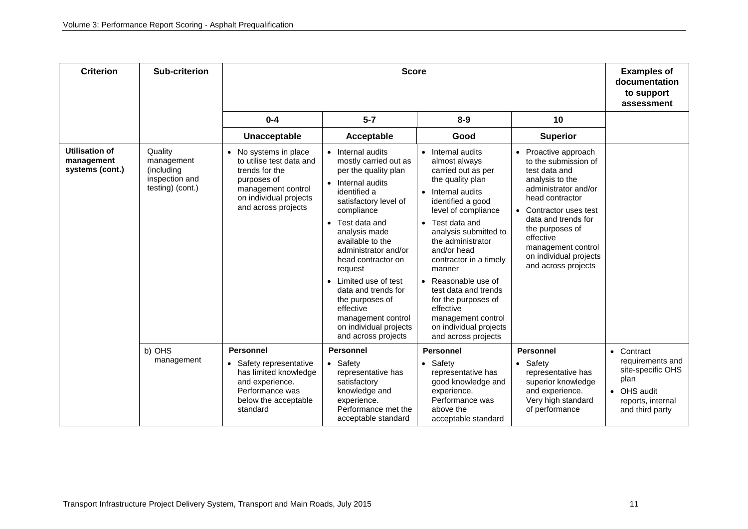| Criterion | Sub-criterion | Score | | | | Examples of documentation to support assessment |
|---|---|---|---|---|---|---|
| | | 0-4 | 5-7 | 8-9 | 10 | |
| | | **Unacceptable** | **Acceptable** | **Good** | **Superior** | |
| **Utilisation of management systems (cont.)** | Quality management (including inspection and testing) (cont.) | • No systems in place to utilise test data and trends for the purposes of management control on individual projects and across projects | • Internal audits mostly carried out as per the quality plan<br>• Internal audits identified a satisfactory level of compliance<br>• Test data and analysis made available to the administrator and/or head contractor on request<br>• Limited use of test data and trends for the purposes of effective management control on individual projects and across projects | • Internal audits almost always carried out as per the quality plan<br>• Internal audits identified a good level of compliance<br>• Test data and analysis submitted to the administrator and/or head contractor in a timely manner<br>• Reasonable use of test data and trends for the purposes of effective management control on individual projects and across projects | • Proactive approach to the submission of test data and analysis to the administrator and/or head contractor<br>• Contractor uses test data and trends for the purposes of effective management control on individual projects and across projects | |
| | b) OHS management | **Personnel**<br>• Safety representative has limited knowledge and experience. Performance was below the acceptable standard | **Personnel**<br>• Safety representative has satisfactory knowledge and experience. Performance met the acceptable standard | **Personnel**<br>• Safety representative has good knowledge and experience. Performance was above the acceptable standard | **Personnel**<br>• Safety representative has superior knowledge and experience. Very high standard of performance | • Contract requirements and site-specific OHS plan<br>• OHS audit reports, internal and third party |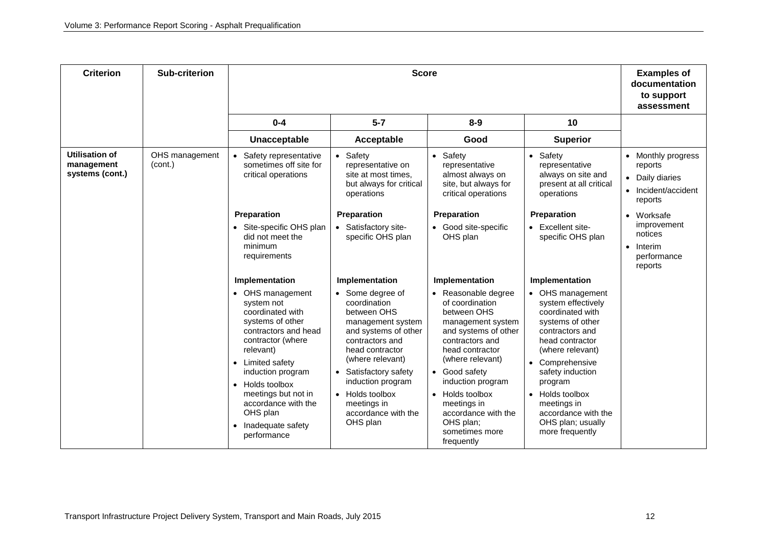| Criterion | Sub-criterion | Score | | | | Examples of documentation to support assessment |
|---|---|---|---|---|---|---|
| | | 0-4 | 5-7 | 8-9 | 10 | |
| | | **Unacceptable** | **Acceptable** | **Good** | **Superior** | |
| **Utilisation of management systems (cont.)** | OHS management (cont.) | • Safety representative sometimes off site for critical operations<br><br>**Preparation**<br>• Site-specific OHS plan did not meet the minimum requirements<br><br>**Implementation**<br>• OHS management system not coordinated with systems of other contractors and head contractor (where relevant)<br>• Limited safety induction program<br>• Holds toolbox meetings but not in accordance with the OHS plan<br>• Inadequate safety performance | • Safety representative on site at most times, but always for critical operations<br><br>**Preparation**<br>• Satisfactory site-specific OHS plan<br><br>**Implementation**<br>• Some degree of coordination between OHS management system and systems of other contractors and head contractor (where relevant)<br>• Satisfactory safety induction program<br>• Holds toolbox meetings in accordance with the OHS plan | • Safety representative almost always on site, but always for critical operations<br><br>**Preparation**<br>• Good site-specific OHS plan<br><br>**Implementation**<br>• Reasonable degree of coordination between OHS management system and systems of other contractors and head contractor (where relevant)<br>• Good safety induction program<br>• Holds toolbox meetings in accordance with the OHS plan; sometimes more frequently | • Safety representative always on site and present at all critical operations<br><br>**Preparation**<br>• Excellent site-specific OHS plan<br><br>**Implementation**<br>• OHS management system effectively coordinated with systems of other contractors and head contractor (where relevant)<br>• Comprehensive safety induction program<br>• Holds toolbox meetings in accordance with the OHS plan; usually more frequently | • Monthly progress reports<br>• Daily diaries<br>• Incident/accident reports<br>• Worksafe improvement notices<br>• Interim performance reports |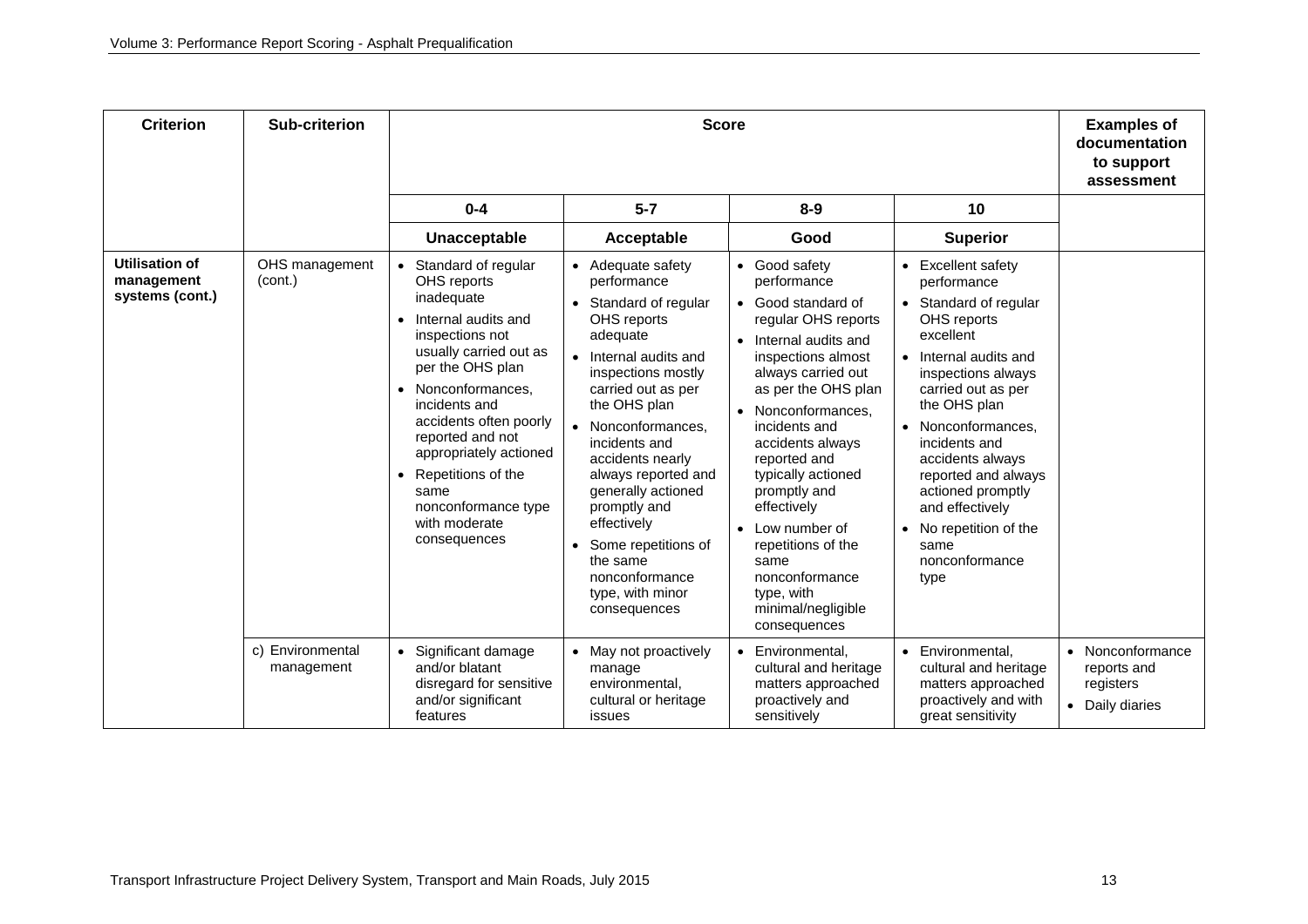| Criterion | Sub-criterion | Score | | | | Examples of documentation to support assessment |
|---|---|---|---|---|---|---|
| | | 0-4 | 5-7 | 8-9 | 10 | |
| | | **Unacceptable** | **Acceptable** | **Good** | **Superior** | |
| **Utilisation of management systems (cont.)** | OHS management (cont.) | • Standard of regular OHS reports inadequate<br>• Internal audits and inspections not usually carried out as per the OHS plan<br>• Nonconformances, incidents and accidents often poorly reported and not appropriately actioned<br>• Repetitions of the same nonconformance type with moderate consequences | • Adequate safety performance<br>• Standard of regular OHS reports adequate<br>• Internal audits and inspections mostly carried out as per the OHS plan<br>• Nonconformances, incidents and accidents nearly always reported and generally actioned promptly and effectively<br>• Some repetitions of the same nonconformance type, with minor consequences | • Good safety performance<br>• Good standard of regular OHS reports<br>• Internal audits and inspections almost always carried out as per the OHS plan<br>• Nonconformances, incidents and accidents always reported and typically actioned promptly and effectively<br>• Low number of repetitions of the same nonconformance type, with minimal/negligible consequences | • Excellent safety performance<br>• Standard of regular OHS reports excellent<br>• Internal audits and inspections always carried out as per the OHS plan<br>• Nonconformances, incidents and accidents always reported and always actioned promptly and effectively<br>• No repetition of the same nonconformance type | |
| | c) Environmental management | • Significant damage and/or blatant disregard for sensitive and/or significant features | • May not proactively manage environmental, cultural or heritage issues | • Environmental, cultural and heritage matters approached proactively and sensitively | • Environmental, cultural and heritage matters approached proactively and with great sensitivity | • Nonconformance reports and registers<br>• Daily diaries |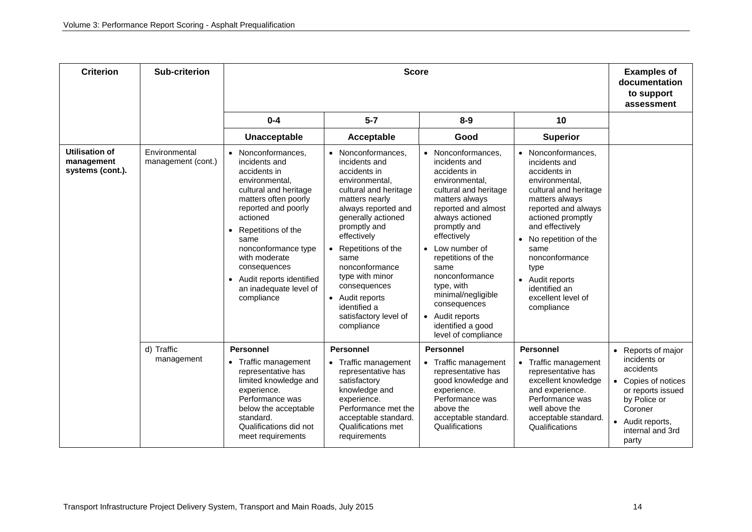| Criterion | Sub-criterion | Score | | | | Examples of documentation to support assessment |
|---|---|---|---|---|---|---|
| | | 0-4 | 5-7 | 8-9 | 10 | |
| | | **Unacceptable** | **Acceptable** | **Good** | **Superior** | |
| **Utilisation of management systems (cont.).** | Environmental management (cont.) | • Nonconformances, incidents and accidents in environmental, cultural and heritage matters often poorly reported and poorly actioned<br>• Repetitions of the same nonconformance type with moderate consequences<br>• Audit reports identified an inadequate level of compliance | • Nonconformances, incidents and accidents in environmental, cultural and heritage matters nearly always reported and generally actioned promptly and effectively<br>• Repetitions of the same nonconformance type with minor consequences<br>• Audit reports identified a satisfactory level of compliance | • Nonconformances, incidents and accidents in environmental, cultural and heritage matters always reported and almost always actioned promptly and effectively<br>• Low number of repetitions of the same nonconformance type, with minimal/negligible consequences<br>• Audit reports identified a good level of compliance | • Nonconformances, incidents and accidents in environmental, cultural and heritage matters always reported and always actioned promptly and effectively<br>• No repetition of the same nonconformance type<br>• Audit reports identified an excellent level of compliance | |
| | d) Traffic management | **Personnel**<br>• Traffic management representative has limited knowledge and experience. Performance was below the acceptable standard. Qualifications did not meet requirements | **Personnel**<br>• Traffic management representative has satisfactory knowledge and experience. Performance met the acceptable standard. Qualifications met requirements | **Personnel**<br>• Traffic management representative has good knowledge and experience. Performance was above the acceptable standard. Qualifications | **Personnel**<br>• Traffic management representative has excellent knowledge and experience. Performance was well above the acceptable standard. Qualifications | • Reports of major incidents or accidents<br>• Copies of notices or reports issued by Police or Coroner<br>• Audit reports, internal and 3rd party |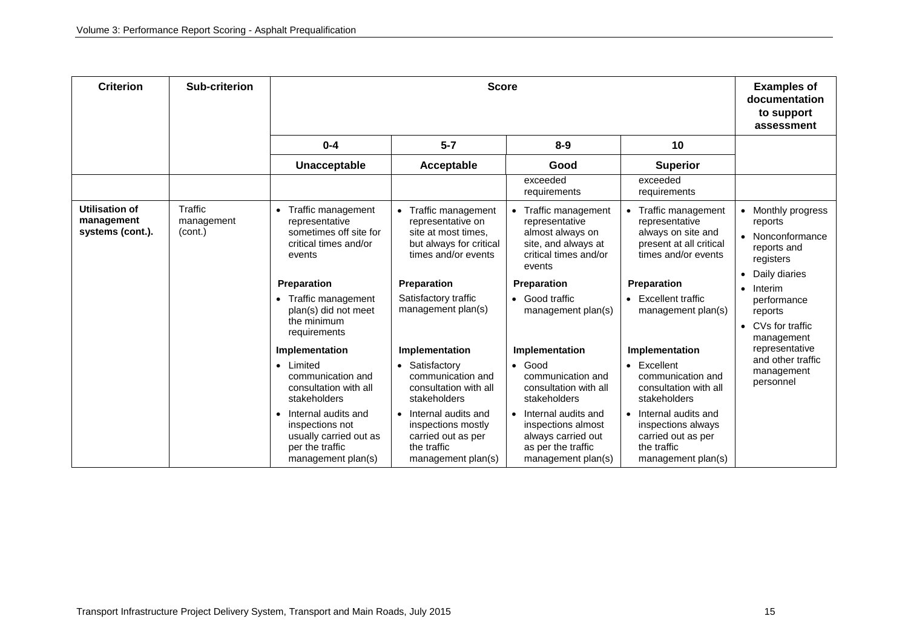| Criterion | Sub-criterion | Score | | | | Examples of documentation to support assessment |
|---|---|---|---|---|---|---|
| | | 0-4 | 5-7 | 8-9 | 10 | |
| | | **Unacceptable** | **Acceptable** | **Good** | **Superior** | |
| | | | | exceeded requirements | exceeded requirements | |
| **Utilisation of management systems (cont.).** | Traffic management (cont.) | • Traffic management representative sometimes off site for critical times and/or events<br><br>**Preparation**<br>• Traffic management plan(s) did not meet the minimum requirements<br><br>**Implementation**<br>• Limited communication and consultation with all stakeholders<br>• Internal audits and inspections not usually carried out as per the traffic management plan(s) | • Traffic management representative on site at most times, but always for critical times and/or events<br><br>**Preparation**<br>Satisfactory traffic management plan(s)<br><br>**Implementation**<br>• Satisfactory communication and consultation with all stakeholders<br>• Internal audits and inspections mostly carried out as per the traffic management plan(s) | • Traffic management representative almost always on site, and always at critical times and/or events<br><br>**Preparation**<br>• Good traffic management plan(s)<br><br>**Implementation**<br>• Good communication and consultation with all stakeholders<br>• Internal audits and inspections almost always carried out as per the traffic management plan(s) | • Traffic management representative always on site and present at all critical times and/or events<br><br>**Preparation**<br>• Excellent traffic management plan(s)<br><br>**Implementation**<br>• Excellent communication and consultation with all stakeholders<br>• Internal audits and inspections always carried out as per the traffic management plan(s) | • Monthly progress reports<br>• Nonconformance reports and registers<br>• Daily diaries<br>• Interim performance reports<br>• CVs for traffic management representative and other traffic management personnel |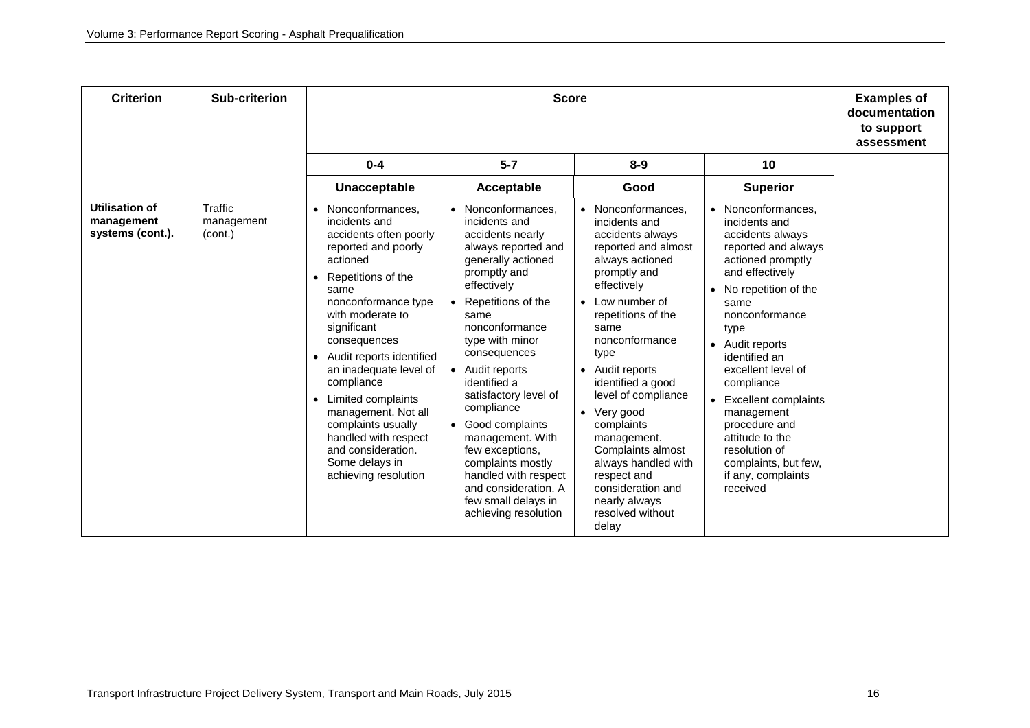| Criterion | Sub-criterion | Score | | | | Examples of documentation to support assessment |
|---|---|---|---|---|---|---|
| | | 0-4 | 5-7 | 8-9 | 10 | |
| | | **Unacceptable** | **Acceptable** | **Good** | **Superior** | |
| **Utilisation of management systems (cont.).** | Traffic management (cont.) | • Nonconformances, incidents and accidents often poorly reported and poorly actioned<br>• Repetitions of the same nonconformance type with moderate to significant consequences<br>• Audit reports identified an inadequate level of compliance<br>• Limited complaints management. Not all complaints usually handled with respect and consideration. Some delays in achieving resolution | • Nonconformances, incidents and accidents nearly always reported and generally actioned promptly and effectively<br>• Repetitions of the same nonconformance type with minor consequences<br>• Audit reports identified a satisfactory level of compliance<br>• Good complaints management. With few exceptions, complaints mostly handled with respect and consideration. A few small delays in achieving resolution | • Nonconformances, incidents and accidents always reported and almost always actioned promptly and effectively<br>• Low number of repetitions of the same nonconformance type<br>• Audit reports identified a good level of compliance<br>• Very good complaints management. Complaints almost always handled with respect and consideration and nearly always resolved without delay | • Nonconformances, incidents and accidents always reported and always actioned promptly and effectively<br>• No repetition of the same nonconformance type<br>• Audit reports identified an excellent level of compliance<br>• Excellent complaints management procedure and attitude to the resolution of complaints, but few, if any, complaints received | |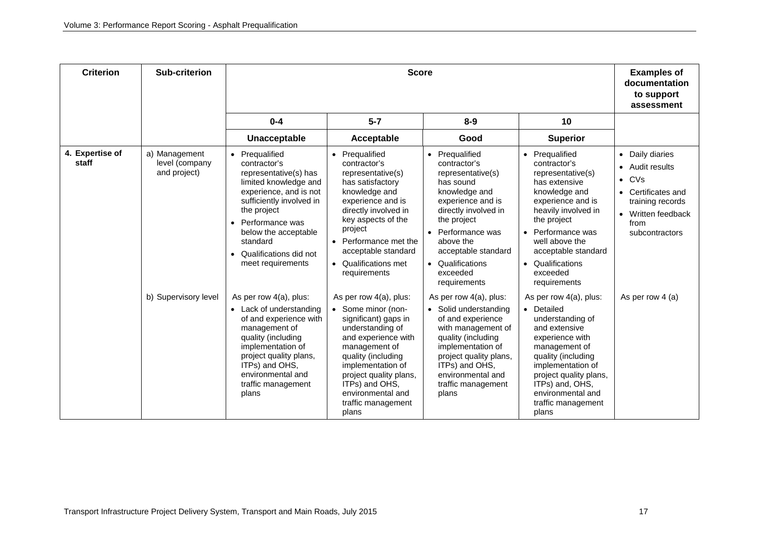| Criterion | Sub-criterion | Score | | | | Examples of documentation to support assessment |
|---|---|---|---|---|---|---|
| | | 0-4 | 5-7 | 8-9 | 10 | |
| | | **Unacceptable** | **Acceptable** | **Good** | **Superior** | |
| **4. Expertise of staff** | a) Management level (company and project) | • Prequalified contractor's representative(s) has limited knowledge and experience, and is not sufficiently involved in the project<br>• Performance was below the acceptable standard<br>• Qualifications did not meet requirements | • Prequalified contractor's representative(s) has satisfactory knowledge and experience and is directly involved in key aspects of the project<br>• Performance met the acceptable standard<br>• Qualifications met requirements | • Prequalified contractor's representative(s) has sound knowledge and experience and is directly involved in the project<br>• Performance was above the acceptable standard<br>• Qualifications exceeded requirements | • Prequalified contractor's representative(s) has extensive knowledge and experience and is heavily involved in the project<br>• Performance was well above the acceptable standard<br>• Qualifications exceeded requirements | • Daily diaries<br>• Audit results<br>• CVs<br>• Certificates and training records<br>• Written feedback from subcontractors |
| | b) Supervisory level | As per row 4(a), plus:<br>• Lack of understanding of and experience with management of quality (including implementation of project quality plans, ITPs) and OHS, environmental and traffic management plans | As per row 4(a), plus:<br>• Some minor (non-significant) gaps in understanding of and experience with management of quality (including implementation of project quality plans, ITPs) and OHS, environmental and traffic management plans | As per row 4(a), plus:<br>• Solid understanding of and experience with management of quality (including implementation of project quality plans, ITPs) and OHS, environmental and traffic management plans | As per row 4(a), plus:<br>• Detailed understanding of and extensive experience with management of quality (including implementation of project quality plans, ITPs) and, OHS, environmental and traffic management plans | As per row 4 (a) |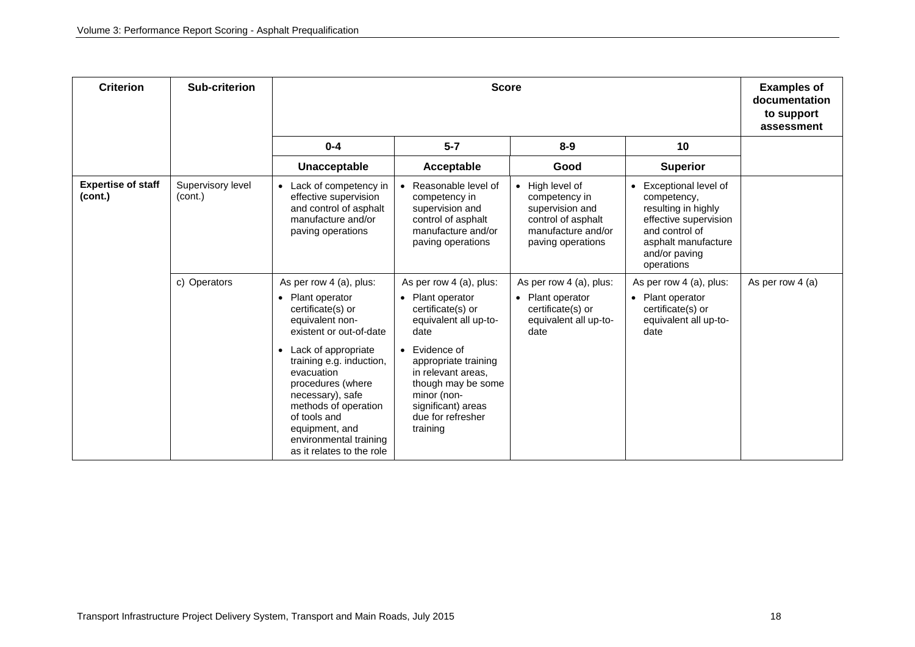| Criterion | Sub-criterion | Score | | | | Examples of documentation to support assessment |
|---|---|---|---|---|---|---|
| | | 0-4 | 5-7 | 8-9 | 10 | |
| | | **Unacceptable** | **Acceptable** | **Good** | **Superior** | |
| **Expertise of staff (cont.)** | Supervisory level (cont.) | • Lack of competency in effective supervision and control of asphalt manufacture and/or paving operations | • Reasonable level of competency in supervision and control of asphalt manufacture and/or paving operations | • High level of competency in supervision and control of asphalt manufacture and/or paving operations | • Exceptional level of competency, resulting in highly effective supervision and control of asphalt manufacture and/or paving operations | |
| | c) Operators | As per row 4 (a), plus:<br>• Plant operator certificate(s) or equivalent non-existent or out-of-date<br>• Lack of appropriate training e.g. induction, evacuation procedures (where necessary), safe methods of operation of tools and equipment, and environmental training as it relates to the role | As per row 4 (a), plus:<br>• Plant operator certificate(s) or equivalent all up-to-date<br>• Evidence of appropriate training in relevant areas, though may be some minor (non-significant) areas due for refresher training | As per row 4 (a), plus:<br>• Plant operator certificate(s) or equivalent all up-to-date | As per row 4 (a), plus:<br>• Plant operator certificate(s) or equivalent all up-to-date | As per row 4 (a) |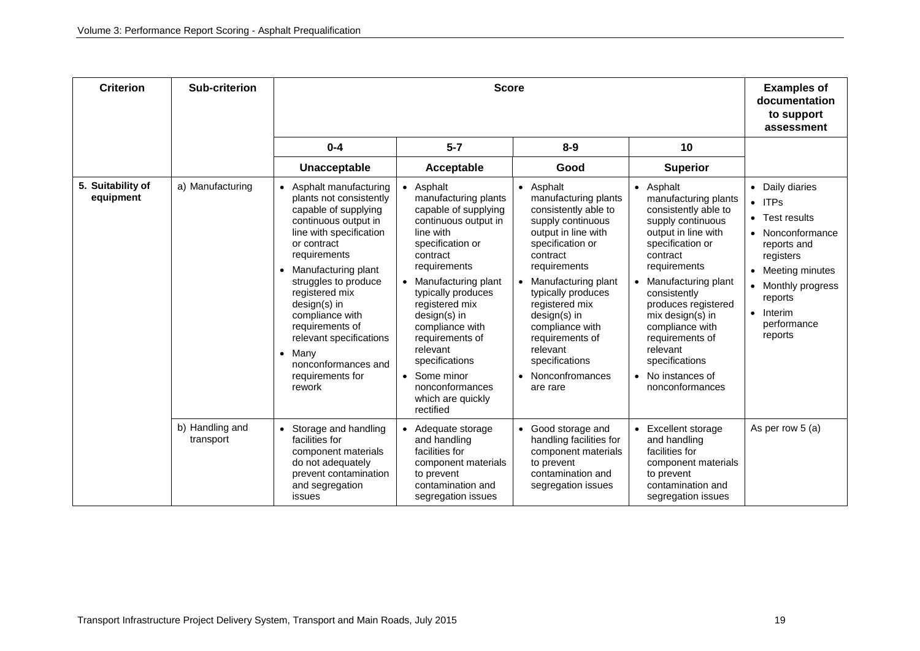| Criterion | Sub-criterion | Score | | | | Examples of documentation to support assessment |
|---|---|---|---|---|---|---|
| | | 0-4 | 5-7 | 8-9 | 10 | |
| | | **Unacceptable** | **Acceptable** | **Good** | **Superior** | |
| 5. Suitability of equipment | a) Manufacturing | • Asphalt manufacturing plants not consistently capable of supplying continuous output in line with specification or contract requirements<br>• Manufacturing plant struggles to produce registered mix design(s) in compliance with requirements of relevant specifications<br>• Many nonconformances and requirements for rework | • Asphalt manufacturing plants capable of supplying continuous output in line with specification or contract requirements<br>• Manufacturing plant typically produces registered mix design(s) in compliance with requirements of relevant specifications<br>• Some minor nonconformances which are quickly rectified | • Asphalt manufacturing plants consistently able to supply continuous output in line with specification or contract requirements<br>• Manufacturing plant typically produces registered mix design(s) in compliance with requirements of relevant specifications<br>• Nonconfromances are rare | • Asphalt manufacturing plants consistently able to supply continuous output in line with specification or contract requirements<br>• Manufacturing plant consistently produces registered mix design(s) in compliance with requirements of relevant specifications<br>• No instances of nonconformances | • Daily diaries<br>• ITPs<br>• Test results<br>• Nonconformance reports and registers<br>• Meeting minutes<br>• Monthly progress reports<br>• Interim performance reports |
| | b) Handling and transport | • Storage and handling facilities for component materials do not adequately prevent contamination and segregation issues | • Adequate storage and handling facilities for component materials to prevent contamination and segregation issues | • Good storage and handling facilities for component materials to prevent contamination and segregation issues | • Excellent storage and handling facilities for component materials to prevent contamination and segregation issues | As per row 5 (a) |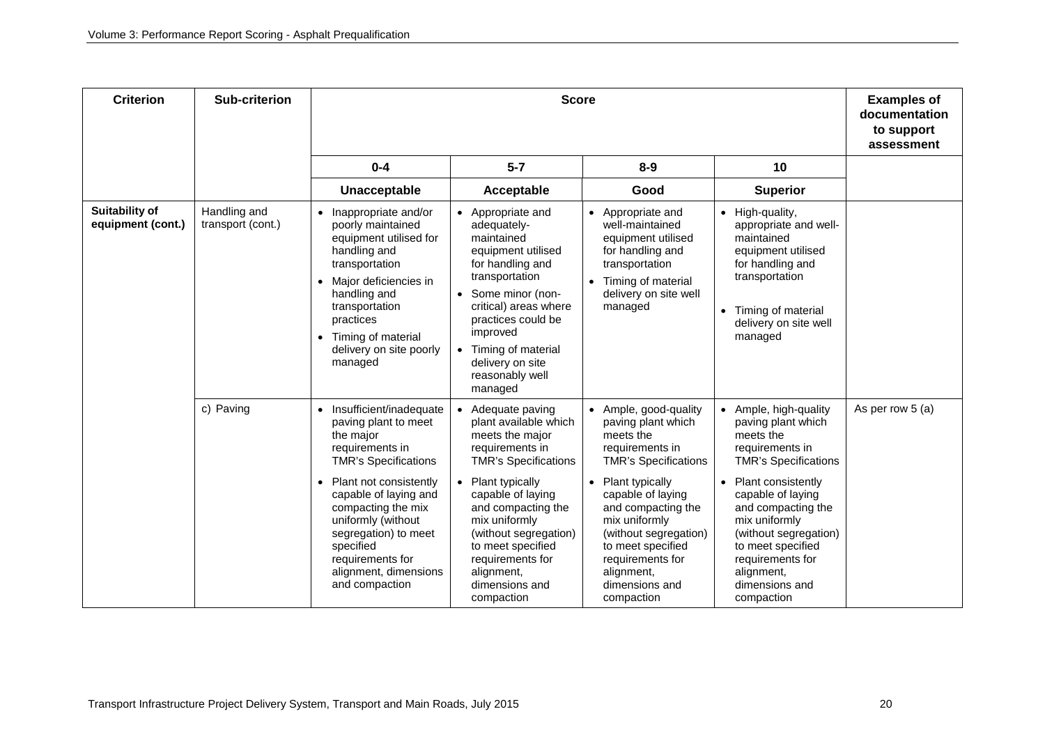| Criterion | Sub-criterion | Score | | | | Examples of documentation to support assessment |
|---|---|---|---|---|---|---|
| | | 0-4 | 5-7 | 8-9 | 10 | |
| | | **Unacceptable** | **Acceptable** | **Good** | **Superior** | |
| **Suitability of equipment (cont.)** | Handling and transport (cont.) | • Inappropriate and/or poorly maintained equipment utilised for handling and transportation<br>• Major deficiencies in handling and transportation practices<br>• Timing of material delivery on site poorly managed | • Appropriate and adequately-maintained equipment utilised for handling and transportation<br>• Some minor (non-critical) areas where practices could be improved<br>• Timing of material delivery on site reasonably well managed | • Appropriate and well-maintained equipment utilised for handling and transportation<br>• Timing of material delivery on site well managed | • High-quality, appropriate and well-maintained equipment utilised for handling and transportation<br>• Timing of material delivery on site well managed | |
| | c) Paving | • Insufficient/inadequate paving plant to meet the major requirements in TMR's Specifications<br>• Plant not consistently capable of laying and compacting the mix uniformly (without segregation) to meet specified requirements for alignment, dimensions and compaction | • Adequate paving plant available which meets the major requirements in TMR's Specifications<br>• Plant typically capable of laying and compacting the mix uniformly (without segregation) to meet specified requirements for alignment, dimensions and compaction | • Ample, good-quality paving plant which meets the requirements in TMR's Specifications<br>• Plant typically capable of laying and compacting the mix uniformly (without segregation) to meet specified requirements for alignment, dimensions and compaction | • Ample, high-quality paving plant which meets the requirements in TMR's Specifications<br>• Plant consistently capable of laying and compacting the mix uniformly (without segregation) to meet specified requirements for alignment, dimensions and compaction | As per row 5 (a) |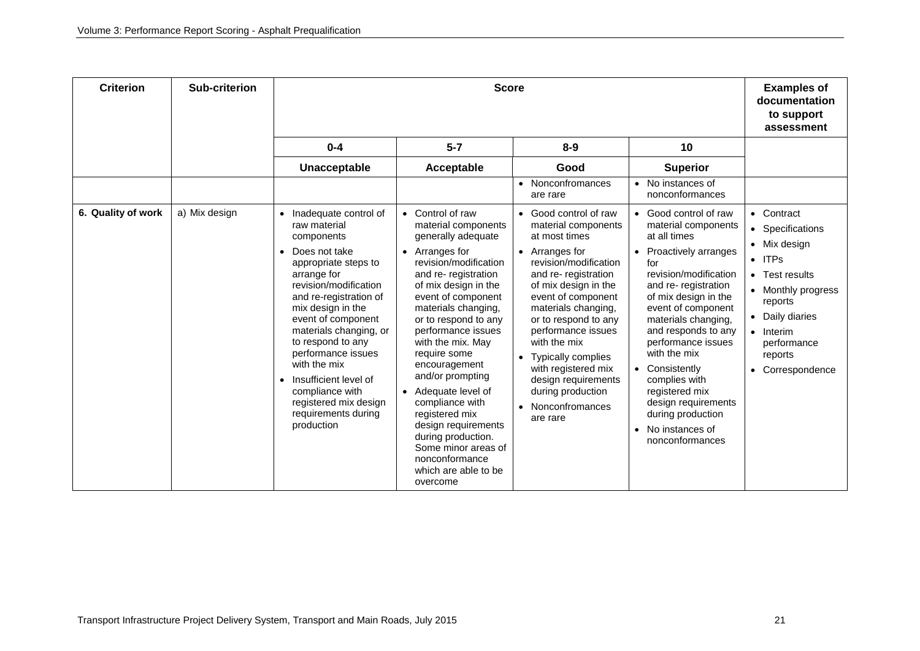| Criterion | Sub-criterion | Score | | | | Examples of documentation to support assessment |
|---|---|---|---|---|---|---|
| | | 0-4 | 5-7 | 8-9 | 10 | |
| | | Unacceptable | Acceptable | Good | Superior | |
| | | | | • Nonconfromances are rare | • No instances of nonconformances | |
| 6. Quality of work | a) Mix design | • Inadequate control of raw material components<br>• Does not take appropriate steps to arrange for revision/modification and re-registration of mix design in the event of component materials changing, or to respond to any performance issues with the mix<br>• Insufficient level of compliance with registered mix design requirements during production | • Control of raw material components generally adequate<br>• Arranges for revision/modification and re- registration of mix design in the event of component materials changing, or to respond to any performance issues with the mix. May require some encouragement and/or prompting<br>• Adequate level of compliance with registered mix design requirements during production. Some minor areas of nonconformance which are able to be overcome | • Good control of raw material components at most times<br>• Arranges for revision/modification and re- registration of mix design in the event of component materials changing, or to respond to any performance issues with the mix<br>• Typically complies with registered mix design requirements during production<br>• Nonconfromances are rare | • Good control of raw material components at all times<br>• Proactively arranges for revision/modification and re- registration of mix design in the event of component materials changing, and responds to any performance issues with the mix<br>• Consistently complies with registered mix design requirements during production<br>• No instances of nonconformances | • Contract<br>• Specifications<br>• Mix design<br>• ITPs<br>• Test results<br>• Monthly progress reports<br>• Daily diaries<br>• Interim performance reports<br>• Correspondence |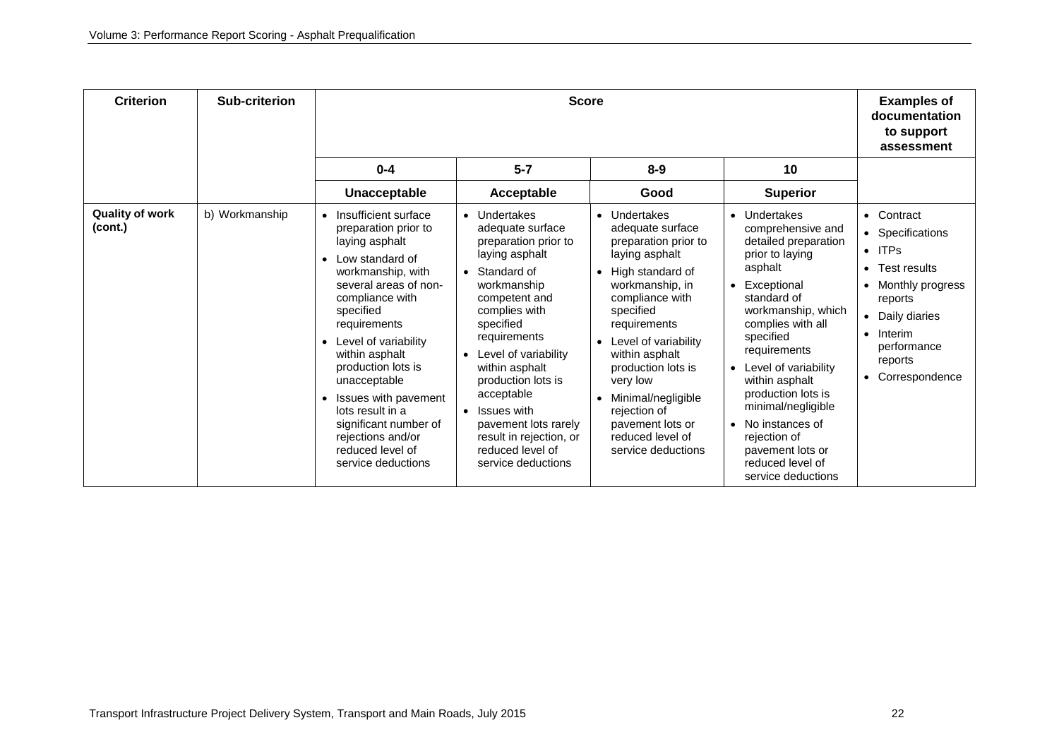| Criterion | Sub-criterion | Score | | | | Examples of documentation to support assessment |
|---|---|---|---|---|---|---|
| | | 0-4 | 5-7 | 8-9 | 10 | |
| | | **Unacceptable** | **Acceptable** | **Good** | **Superior** | |
| **Quality of work (cont.)** | b) Workmanship | • Insufficient surface preparation prior to laying asphalt<br>• Low standard of workmanship, with several areas of non-compliance with specified requirements<br>• Level of variability within asphalt production lots is unacceptable<br>• Issues with pavement lots result in a significant number of rejections and/or reduced level of service deductions | • Undertakes adequate surface preparation prior to laying asphalt<br>• Standard of workmanship competent and complies with specified requirements<br>• Level of variability within asphalt production lots is acceptable<br>• Issues with pavement lots rarely result in rejection, or reduced level of service deductions | • Undertakes adequate surface preparation prior to laying asphalt<br>• High standard of workmanship, in compliance with specified requirements<br>• Level of variability within asphalt production lots is very low<br>• Minimal/negligible rejection of pavement lots or reduced level of service deductions | • Undertakes comprehensive and detailed preparation prior to laying asphalt<br>• Exceptional standard of workmanship, which complies with all specified requirements<br>• Level of variability within asphalt production lots is minimal/negligible<br>• No instances of rejection of pavement lots or reduced level of service deductions | • Contract<br>• Specifications<br>• ITPs<br>• Test results<br>• Monthly progress reports<br>• Daily diaries<br>• Interim performance reports<br>• Correspondence |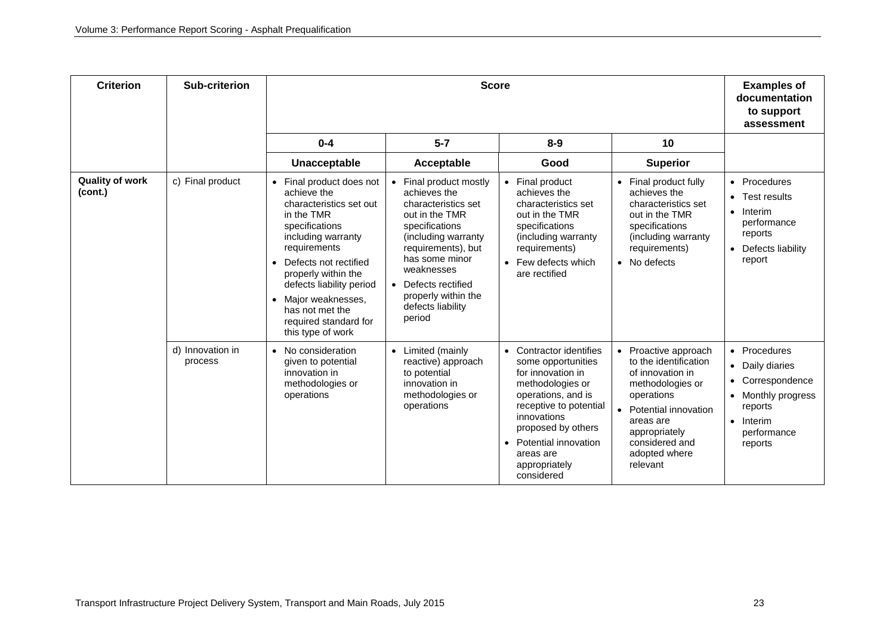| Criterion | Sub-criterion | Score | | | | Examples of documentation to support assessment |
|---|---|---|---|---|---|---|
| | | 0-4 | 5-7 | 8-9 | 10 | |
| | | **Unacceptable** | **Acceptable** | **Good** | **Superior** | |
| **Quality of work (cont.)** | c) Final product | • Final product does not achieve the characteristics set out in the TMR specifications including warranty requirements<br>• Defects not rectified properly within the defects liability period<br>• Major weaknesses, has not met the required standard for this type of work | • Final product mostly achieves the characteristics set out in the TMR specifications (including warranty requirements), but has some minor weaknesses<br>• Defects rectified properly within the defects liability period | • Final product achieves the characteristics set out in the TMR specifications (including warranty requirements)<br>• Few defects which are rectified | • Final product fully achieves the characteristics set out in the TMR specifications (including warranty requirements)<br>• No defects | • Procedures<br>• Test results<br>• Interim performance reports<br>• Defects liability report |
| | d) Innovation in process | • No consideration given to potential innovation in methodologies or operations | • Limited (mainly reactive) approach to potential innovation in methodologies or operations | • Contractor identifies some opportunities for innovation in methodologies or operations, and is receptive to potential innovations proposed by others<br>• Potential innovation areas are appropriately considered | • Proactive approach to the identification of innovation in methodologies or operations<br>• Potential innovation areas are appropriately considered and adopted where relevant | • Procedures<br>• Daily diaries<br>• Correspondence<br>• Monthly progress reports<br>• Interim performance reports |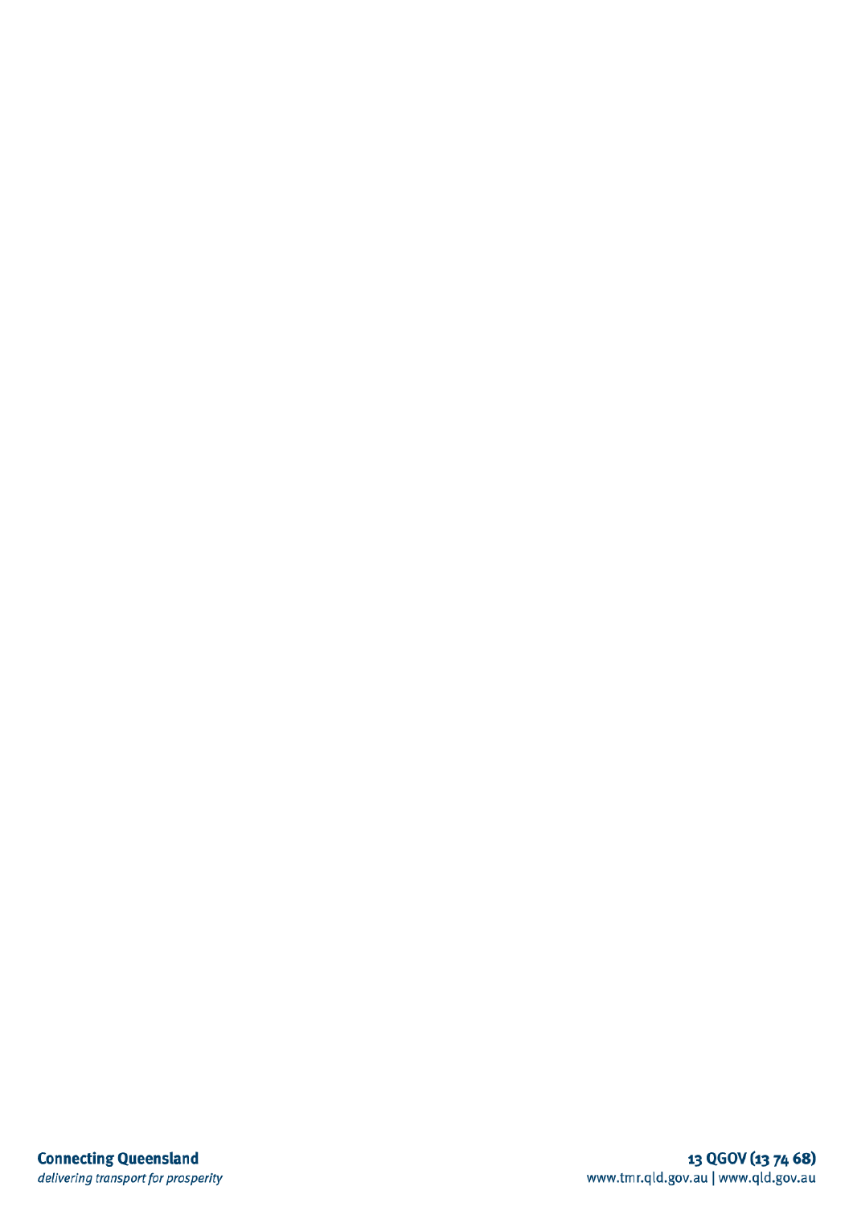**Connecting Queensland**
*delivering transport for prosperity*

**13 QGOV (13 74 68)**
www.tmr.qld.gov.au | www.qld.gov.au